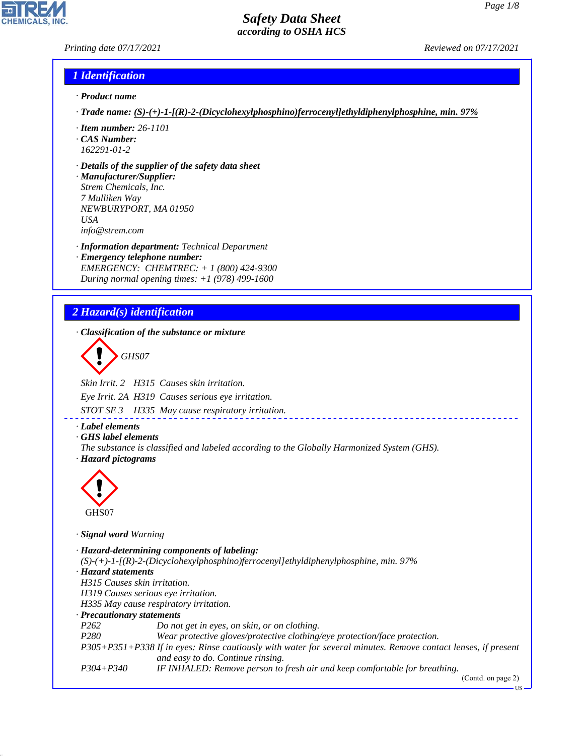# Safety Data Sheet
### according to OSHA HCS

Printing date 07/17/2021 Reviewed on 07/17/2021

## 1 Identification

· **Product name**

· **Trade name:** **(S)-(+)-1-[(R)-2-(Dicyclohexylphosphino)ferrocenyl]ethyldiphenylphosphine, min. 97%**

· **Item number:** 26-1101
· **CAS Number:**
162291-01-2

· **Details of the supplier of the safety data sheet**
· **Manufacturer/Supplier:**
Strem Chemicals, Inc.
7 Mulliken Way
NEWBURYPORT, MA 01950
USA
info@strem.com

· **Information department:** Technical Department
· **Emergency telephone number:**
EMERGENCY: CHEMTREC: + 1 (800) 424-9300
During normal opening times: +1 (978) 499-1600

## 2 Hazard(s) identification

· **Classification of the substance or mixture**

GHS07

Skin Irrit. 2 H315 Causes skin irritation.

Eye Irrit. 2A H319 Causes serious eye irritation.

STOT SE 3 H335 May cause respiratory irritation.

· **Label elements**
· **GHS label elements**
The substance is classified and labeled according to the Globally Harmonized System (GHS).
· **Hazard pictograms**

GHS07

· **Signal word** Warning

· **Hazard-determining components of labeling:**
(S)-(+)-1-[(R)-2-(Dicyclohexylphosphino)ferrocenyl]ethyldiphenylphosphine, min. 97%
· **Hazard statements**
H315 Causes skin irritation.
H319 Causes serious eye irritation.
H335 May cause respiratory irritation.
· **Precautionary statements**

| | |
|---|---|
| P262 | Do not get in eyes, on skin, or on clothing. |
| P280 | Wear protective gloves/protective clothing/eye protection/face protection. |
| P305+P351+P338 | If in eyes: Rinse cautiously with water for several minutes. Remove contact lenses, if present and easy to do. Continue rinsing. |
| P304+P340 | IF INHALED: Remove person to fresh air and keep comfortable for breathing. |

(Contd. on page 2)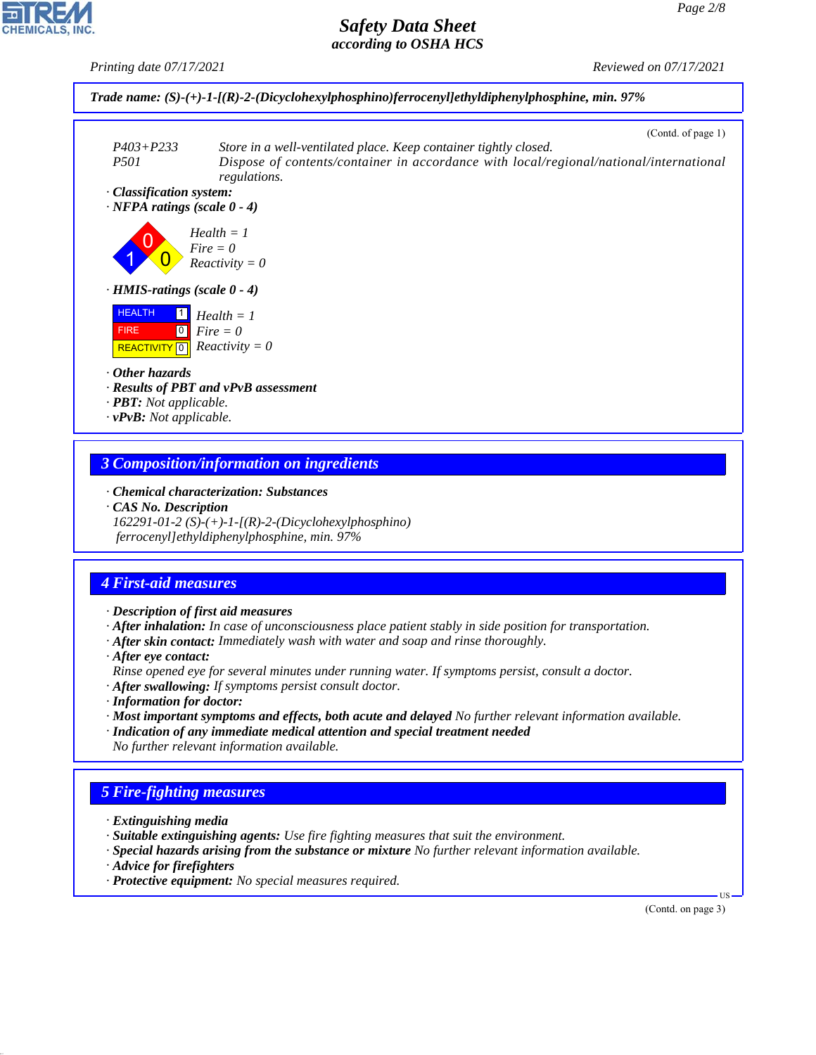Trade name: (S)-(+)-1-[(R)-2-(Dicyclohexylphosphino)ferrocenyl]ethyldiphenylphosphine, min. 97%

(Contd. of page 1)

P403+P233 Store in a well-ventilated place. Keep container tightly closed.
P501 Dispose of contents/container in accordance with local/regional/national/international regulations.

· **Classification system:**
· **NFPA ratings (scale 0 - 4)**

Health = 1
Fire = 0
Reactivity = 0

· **HMIS-ratings (scale 0 - 4)**

| | |
|---|---|
| HEALTH | 1 |
| FIRE | 0 |
| REACTIVITY | 0 |

Health = 1
Fire = 0
Reactivity = 0

· **Other hazards**
· **Results of PBT and vPvB assessment**
· **PBT:** Not applicable.
· **vPvB:** Not applicable.

## 3 Composition/information on ingredients

· **Chemical characterization: Substances**
· **CAS No. Description**
162291-01-2 (S)-(+)-1-[(R)-2-(Dicyclohexylphosphino) ferrocenyl]ethyldiphenylphosphine, min. 97%

## 4 First-aid measures

· **Description of first aid measures**
· **After inhalation:** In case of unconsciousness place patient stably in side position for transportation.
· **After skin contact:** Immediately wash with water and soap and rinse thoroughly.
· **After eye contact:**
Rinse opened eye for several minutes under running water. If symptoms persist, consult a doctor.
· **After swallowing:** If symptoms persist consult doctor.
· **Information for doctor:**
· **Most important symptoms and effects, both acute and delayed** No further relevant information available.
· **Indication of any immediate medical attention and special treatment needed**
No further relevant information available.

## 5 Fire-fighting measures

· **Extinguishing media**
· **Suitable extinguishing agents:** Use fire fighting measures that suit the environment.
· **Special hazards arising from the substance or mixture** No further relevant information available.
· **Advice for firefighters**
· **Protective equipment:** No special measures required.

(Contd. on page 3)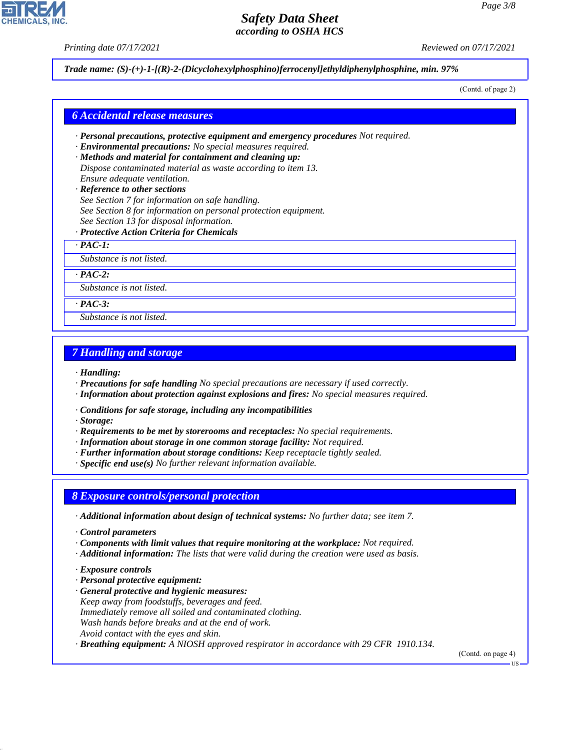**Trade name: (S)-(+)-1-[(R)-2-(Dicyclohexylphosphino)ferrocenyl]ethyldiphenylphosphine, min. 97%**

(Contd. of page 2)

## 6 Accidental release measures

· **Personal precautions, protective equipment and emergency procedures** Not required.
· **Environmental precautions:** No special measures required.
· **Methods and material for containment and cleaning up:**
Dispose contaminated material as waste according to item 13.
Ensure adequate ventilation.
· **Reference to other sections**
See Section 7 for information on safe handling.
See Section 8 for information on personal protection equipment.
See Section 13 for disposal information.
· **Protective Action Criteria for Chemicals**

· **PAC-1:**
Substance is not listed.

· **PAC-2:**
Substance is not listed.

· **PAC-3:**
Substance is not listed.

## 7 Handling and storage

· **Handling:**
· **Precautions for safe handling** No special precautions are necessary if used correctly.
· **Information about protection against explosions and fires:** No special measures required.

· **Conditions for safe storage, including any incompatibilities**
· **Storage:**
· **Requirements to be met by storerooms and receptacles:** No special requirements.
· **Information about storage in one common storage facility:** Not required.
· **Further information about storage conditions:** Keep receptacle tightly sealed.
· **Specific end use(s)** No further relevant information available.

## 8 Exposure controls/personal protection

· **Additional information about design of technical systems:** No further data; see item 7.

· **Control parameters**
· **Components with limit values that require monitoring at the workplace:** Not required.
· **Additional information:** The lists that were valid during the creation were used as basis.

· **Exposure controls**
· **Personal protective equipment:**
· **General protective and hygienic measures:**
Keep away from foodstuffs, beverages and feed.
Immediately remove all soiled and contaminated clothing.
Wash hands before breaks and at the end of work.
Avoid contact with the eyes and skin.
· **Breathing equipment:** A NIOSH approved respirator in accordance with 29 CFR 1910.134.

(Contd. on page 4)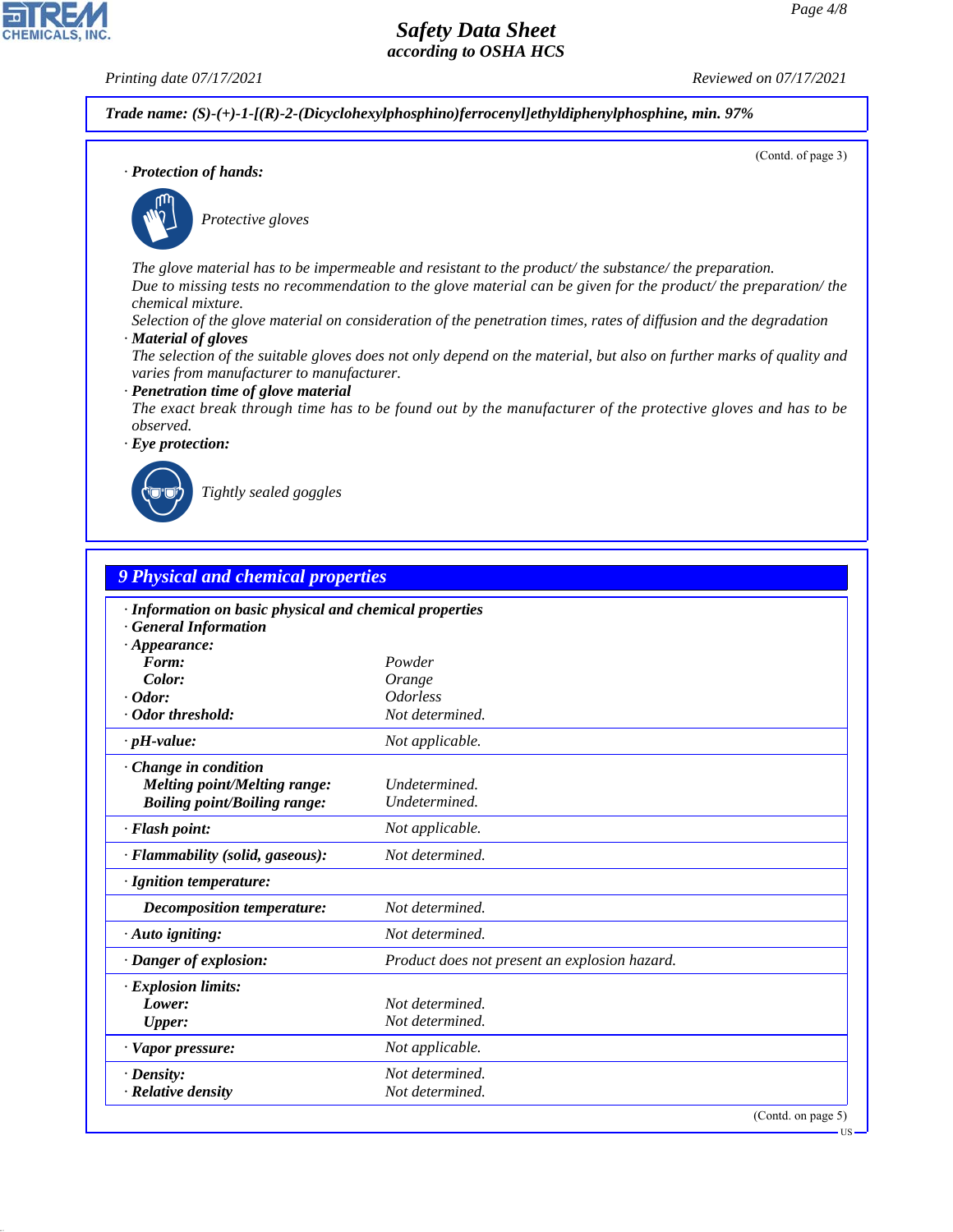**Trade name: (S)-(+)-1-[(R)-2-(Dicyclohexylphosphino)ferrocenyl]ethyldiphenylphosphine, min. 97%**

(Contd. of page 3)

· **Protection of hands:**

Protective gloves

The glove material has to be impermeable and resistant to the product/ the substance/ the preparation.
Due to missing tests no recommendation to the glove material can be given for the product/ the preparation/ the chemical mixture.
Selection of the glove material on consideration of the penetration times, rates of diffusion and the degradation

· **Material of gloves**
The selection of the suitable gloves does not only depend on the material, but also on further marks of quality and varies from manufacturer to manufacturer.

· **Penetration time of glove material**
The exact break through time has to be found out by the manufacturer of the protective gloves and has to be observed.

· **Eye protection:**

Tightly sealed goggles

## 9 Physical and chemical properties

· **Information on basic physical and chemical properties**
· **General Information**

| | |
|---|---|
| · **Appearance:** | |
| **Form:** | Powder |
| **Color:** | Orange |
| · **Odor:** | Odorless |
| · **Odor threshold:** | Not determined. |
| · **pH-value:** | Not applicable. |
| · **Change in condition** | |
| **Melting point/Melting range:** | Undetermined. |
| **Boiling point/Boiling range:** | Undetermined. |
| · **Flash point:** | Not applicable. |
| · **Flammability (solid, gaseous):** | Not determined. |
| · **Ignition temperature:** | |
| **Decomposition temperature:** | Not determined. |
| · **Auto igniting:** | Not determined. |
| · **Danger of explosion:** | Product does not present an explosion hazard. |
| · **Explosion limits:** | |
| **Lower:** | Not determined. |
| **Upper:** | Not determined. |
| · **Vapor pressure:** | Not applicable. |
| · **Density:** | Not determined. |
| · **Relative density** | Not determined. |

(Contd. on page 5)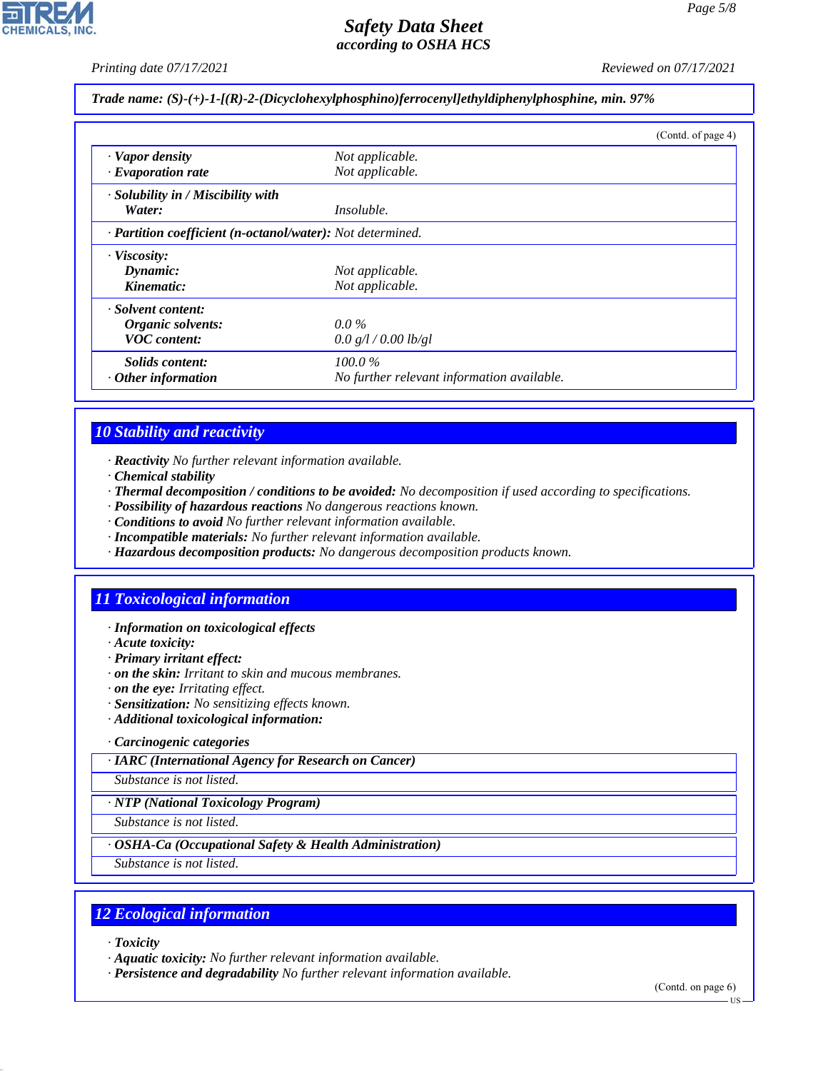**Trade name: (S)-(+)-1-[(R)-2-(Dicyclohexylphosphino)ferrocenyl]ethyldiphenylphosphine, min. 97%**

(Contd. of page 4)

| | |
|---|---|
| · **Vapor density** | Not applicable. |
| · **Evaporation rate** | Not applicable. |
| · **Solubility in / Miscibility with** | |
| **Water:** | Insoluble. |
| · **Partition coefficient (n-octanol/water):** | Not determined. |
| · **Viscosity:** | |
| **Dynamic:** | Not applicable. |
| **Kinematic:** | Not applicable. |
| · **Solvent content:** | |
| **Organic solvents:** | 0.0 % |
| **VOC content:** | 0.0 g/l / 0.00 lb/gl |
| **Solids content:** | 100.0 % |
| · **Other information** | No further relevant information available. |

## 10 Stability and reactivity

· **Reactivity** No further relevant information available.
· **Chemical stability**
· **Thermal decomposition / conditions to be avoided:** No decomposition if used according to specifications.
· **Possibility of hazardous reactions** No dangerous reactions known.
· **Conditions to avoid** No further relevant information available.
· **Incompatible materials:** No further relevant information available.
· **Hazardous decomposition products:** No dangerous decomposition products known.

## 11 Toxicological information

· **Information on toxicological effects**
· **Acute toxicity:**
· **Primary irritant effect:**
· **on the skin:** Irritant to skin and mucous membranes.
· **on the eye:** Irritating effect.
· **Sensitization:** No sensitizing effects known.
· **Additional toxicological information:**

· **Carcinogenic categories**

· **IARC (International Agency for Research on Cancer)**

Substance is not listed.

· **NTP (National Toxicology Program)**

Substance is not listed.

· **OSHA-Ca (Occupational Safety & Health Administration)**

Substance is not listed.

## 12 Ecological information

· **Toxicity**
· **Aquatic toxicity:** No further relevant information available.
· **Persistence and degradability** No further relevant information available.

(Contd. on page 6)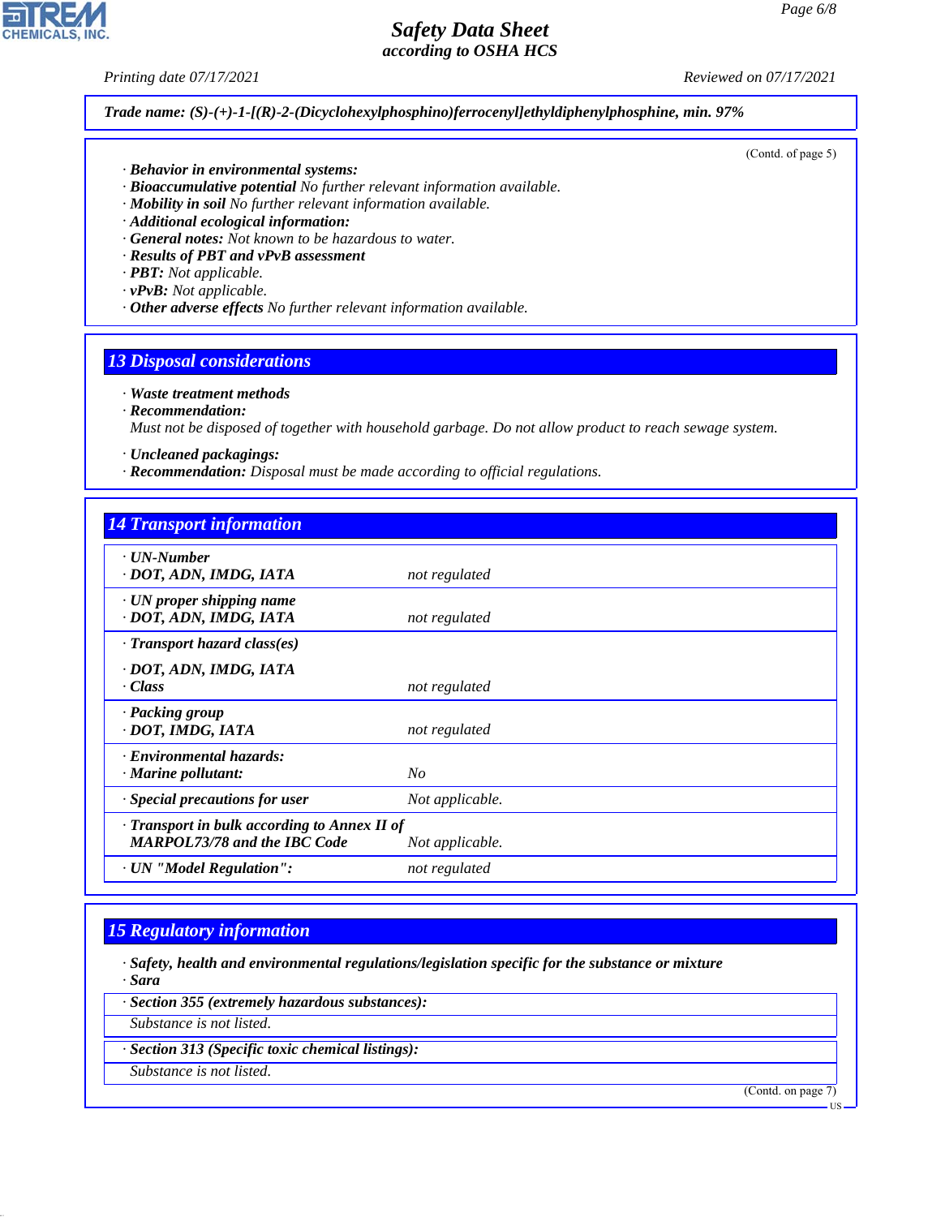**Trade name: (S)-(+)-1-[(R)-2-(Dicyclohexylphosphino)ferrocenyl]ethyldiphenylphosphine, min. 97%**

(Contd. of page 5)

· **Behavior in environmental systems:**
· **Bioaccumulative potential** No further relevant information available.
· **Mobility in soil** No further relevant information available.
· **Additional ecological information:**
· **General notes:** Not known to be hazardous to water.
· **Results of PBT and vPvB assessment**
· **PBT:** Not applicable.
· **vPvB:** Not applicable.
· **Other adverse effects** No further relevant information available.

## 13 Disposal considerations

· **Waste treatment methods**
· **Recommendation:**
Must not be disposed of together with household garbage. Do not allow product to reach sewage system.

· **Uncleaned packagings:**
· **Recommendation:** Disposal must be made according to official regulations.

## 14 Transport information

| | |
|---|---|
| · **UN-Number**<br>· **DOT, ADN, IMDG, IATA** | not regulated |
| · **UN proper shipping name**<br>· **DOT, ADN, IMDG, IATA** | not regulated |
| · **Transport hazard class(es)**<br>· **DOT, ADN, IMDG, IATA**<br>· **Class** | not regulated |
| · **Packing group**<br>· **DOT, IMDG, IATA** | not regulated |
| · **Environmental hazards:**<br>· **Marine pollutant:** | No |
| · **Special precautions for user** | Not applicable. |
| · **Transport in bulk according to Annex II of MARPOL73/78 and the IBC Code** | Not applicable. |
| · **UN "Model Regulation":** | not regulated |

## 15 Regulatory information

· **Safety, health and environmental regulations/legislation specific for the substance or mixture**
· **Sara**

· **Section 355 (extremely hazardous substances):**
Substance is not listed.

· **Section 313 (Specific toxic chemical listings):**
Substance is not listed.

(Contd. on page 7)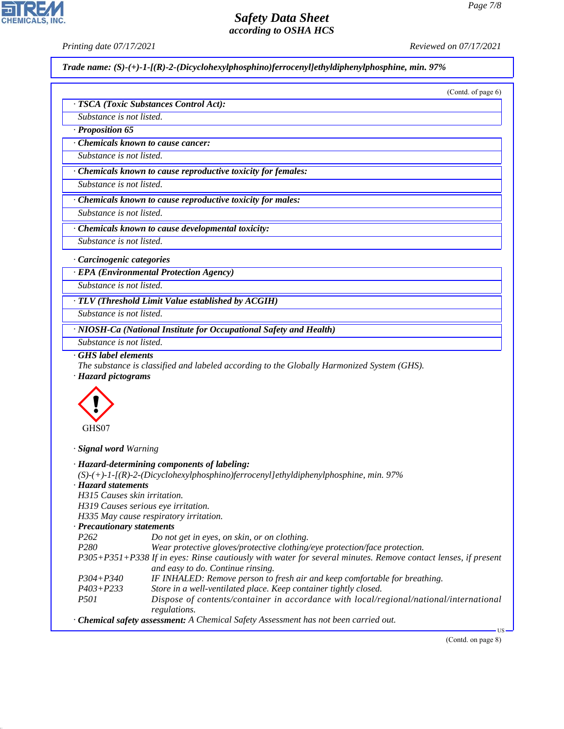Trade name: *(S)-(+)-1-[(R)-2-(Dicyclohexylphosphino)ferrocenyl]ethyldiphenylphosphine, min. 97%*

(Contd. of page 6)

· **TSCA (Toxic Substances Control Act):**

Substance is not listed.

· **Proposition 65**

· **Chemicals known to cause cancer:**

Substance is not listed.

· **Chemicals known to cause reproductive toxicity for females:**

Substance is not listed.

· **Chemicals known to cause reproductive toxicity for males:**

Substance is not listed.

· **Chemicals known to cause developmental toxicity:**

Substance is not listed.

· **Carcinogenic categories**

· **EPA (Environmental Protection Agency)**

Substance is not listed.

· **TLV (Threshold Limit Value established by ACGIH)**

Substance is not listed.

· **NIOSH-Ca (National Institute for Occupational Safety and Health)**

Substance is not listed.

· **GHS label elements**

The substance is classified and labeled according to the Globally Harmonized System (GHS).

· **Hazard pictograms**

GHS07

· **Signal word** Warning

· **Hazard-determining components of labeling:**

(S)-(+)-1-[(R)-2-(Dicyclohexylphosphino)ferrocenyl]ethyldiphenylphosphine, min. 97%

· **Hazard statements**

H315 Causes skin irritation.
H319 Causes serious eye irritation.
H335 May cause respiratory irritation.

· **Precautionary statements**

| | |
|---|---|
| P262 | Do not get in eyes, on skin, or on clothing. |
| P280 | Wear protective gloves/protective clothing/eye protection/face protection. |
| P305+P351+P338 | If in eyes: Rinse cautiously with water for several minutes. Remove contact lenses, if present and easy to do. Continue rinsing. |
| P304+P340 | IF INHALED: Remove person to fresh air and keep comfortable for breathing. |
| P403+P233 | Store in a well-ventilated place. Keep container tightly closed. |
| P501 | Dispose of contents/container in accordance with local/regional/national/international regulations. |

· **Chemical safety assessment:** A Chemical Safety Assessment has not been carried out.

(Contd. on page 8)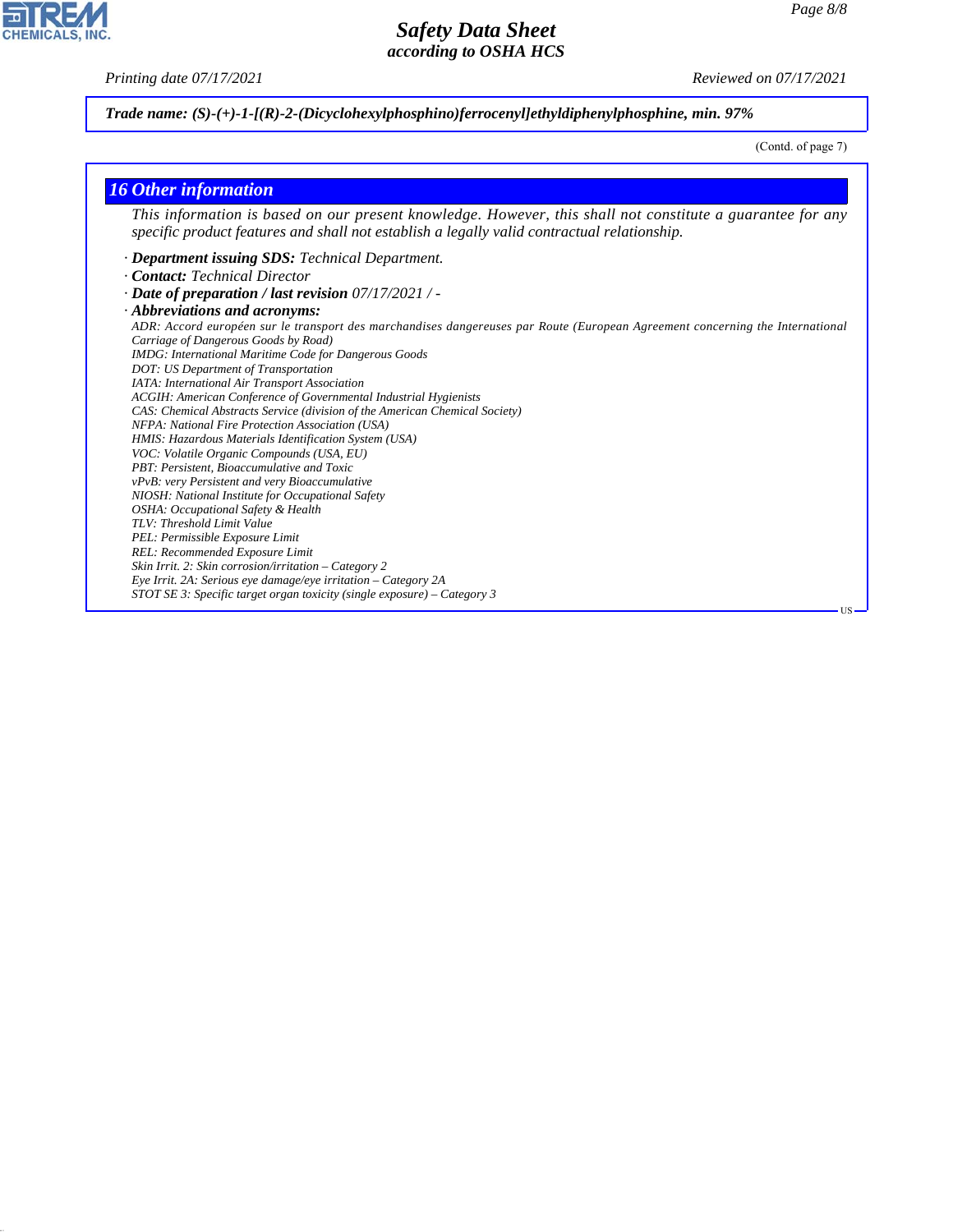**Trade name: (S)-(+)-1-[(R)-2-(Dicyclohexylphosphino)ferrocenyl]ethyldiphenylphosphine, min. 97%**

(Contd. of page 7)

## 16 Other information

*This information is based on our present knowledge. However, this shall not constitute a guarantee for any specific product features and shall not establish a legally valid contractual relationship.*

· **Department issuing SDS:** Technical Department.
· **Contact:** Technical Director
· **Date of preparation / last revision** 07/17/2021 / -
· **Abbreviations and acronyms:**

ADR: Accord européen sur le transport des marchandises dangereuses par Route (European Agreement concerning the International Carriage of Dangerous Goods by Road)
IMDG: International Maritime Code for Dangerous Goods
DOT: US Department of Transportation
IATA: International Air Transport Association
ACGIH: American Conference of Governmental Industrial Hygienists
CAS: Chemical Abstracts Service (division of the American Chemical Society)
NFPA: National Fire Protection Association (USA)
HMIS: Hazardous Materials Identification System (USA)
VOC: Volatile Organic Compounds (USA, EU)
PBT: Persistent, Bioaccumulative and Toxic
vPvB: very Persistent and very Bioaccumulative
NIOSH: National Institute for Occupational Safety
OSHA: Occupational Safety & Health
TLV: Threshold Limit Value
PEL: Permissible Exposure Limit
REL: Recommended Exposure Limit
Skin Irrit. 2: Skin corrosion/irritation – Category 2
Eye Irrit. 2A: Serious eye damage/eye irritation – Category 2A
STOT SE 3: Specific target organ toxicity (single exposure) – Category 3